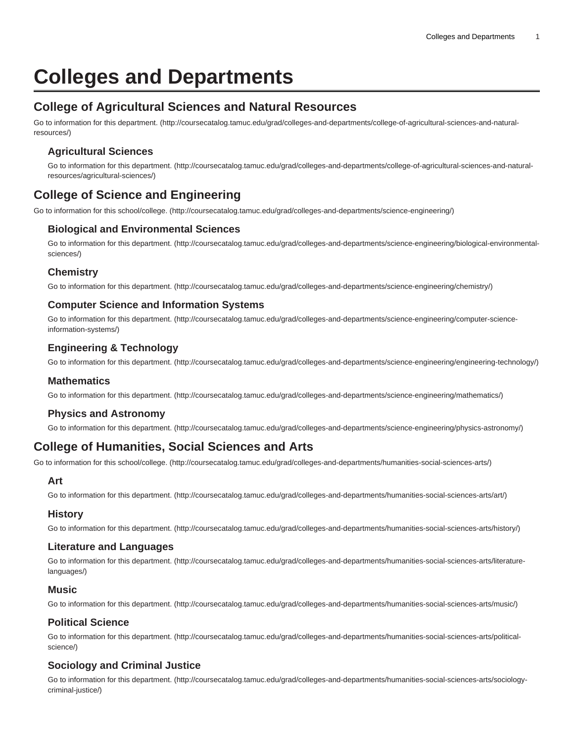# Colleges and Departments

## College of Agricultural Sciences and Natural Resources

Go to information for this department. (http://coursecatalog.tamuc.edu/grad/colleges-and-departments/college-of-agricultural-sciences-and-natural-resources/)

### Agricultural Sciences

Go to information for this department. (http://coursecatalog.tamuc.edu/grad/colleges-and-departments/college-of-agricultural-sciences-and-natural-resources/agricultural-sciences/)

## College of Science and Engineering

Go to information for this school/college. (http://coursecatalog.tamuc.edu/grad/colleges-and-departments/science-engineering/)

### Biological and Environmental Sciences

Go to information for this department. (http://coursecatalog.tamuc.edu/grad/colleges-and-departments/science-engineering/biological-environmental-sciences/)

### Chemistry

Go to information for this department. (http://coursecatalog.tamuc.edu/grad/colleges-and-departments/science-engineering/chemistry/)

### Computer Science and Information Systems

Go to information for this department. (http://coursecatalog.tamuc.edu/grad/colleges-and-departments/science-engineering/computer-science-information-systems/)

### Engineering & Technology

Go to information for this department. (http://coursecatalog.tamuc.edu/grad/colleges-and-departments/science-engineering/engineering-technology/)

### Mathematics

Go to information for this department. (http://coursecatalog.tamuc.edu/grad/colleges-and-departments/science-engineering/mathematics/)

### Physics and Astronomy

Go to information for this department. (http://coursecatalog.tamuc.edu/grad/colleges-and-departments/science-engineering/physics-astronomy/)

## College of Humanities, Social Sciences and Arts

Go to information for this school/college. (http://coursecatalog.tamuc.edu/grad/colleges-and-departments/humanities-social-sciences-arts/)

### Art

Go to information for this department. (http://coursecatalog.tamuc.edu/grad/colleges-and-departments/humanities-social-sciences-arts/art/)

### History

Go to information for this department. (http://coursecatalog.tamuc.edu/grad/colleges-and-departments/humanities-social-sciences-arts/history/)

### Literature and Languages

Go to information for this department. (http://coursecatalog.tamuc.edu/grad/colleges-and-departments/humanities-social-sciences-arts/literature-languages/)

### Music

Go to information for this department. (http://coursecatalog.tamuc.edu/grad/colleges-and-departments/humanities-social-sciences-arts/music/)

### Political Science

Go to information for this department. (http://coursecatalog.tamuc.edu/grad/colleges-and-departments/humanities-social-sciences-arts/political-science/)

### Sociology and Criminal Justice

Go to information for this department. (http://coursecatalog.tamuc.edu/grad/colleges-and-departments/humanities-social-sciences-arts/sociology-criminal-justice/)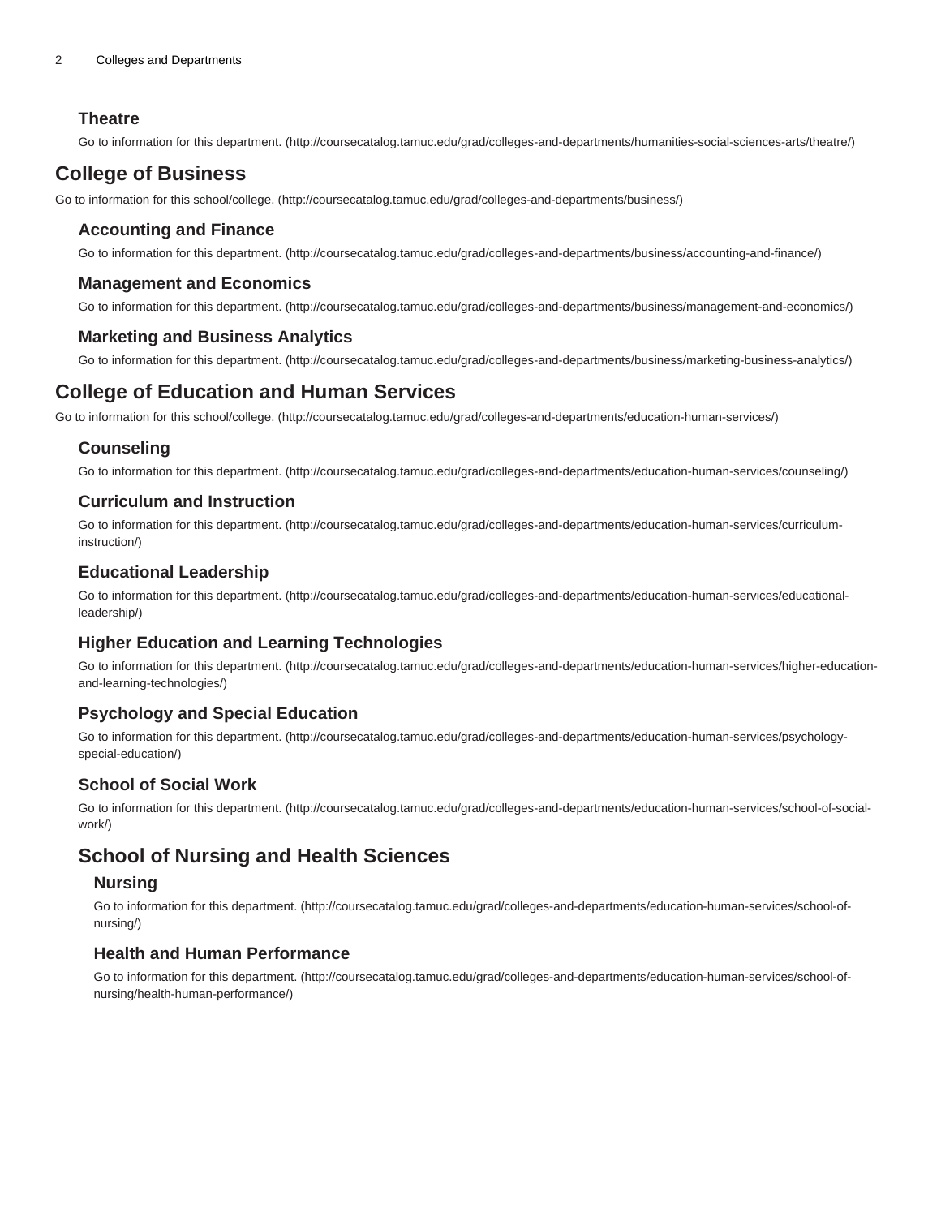### Theatre

Go to information for this department. (http://coursecatalog.tamuc.edu/grad/colleges-and-departments/humanities-social-sciences-arts/theatre/)

## College of Business

Go to information for this school/college. (http://coursecatalog.tamuc.edu/grad/colleges-and-departments/business/)

### Accounting and Finance

Go to information for this department. (http://coursecatalog.tamuc.edu/grad/colleges-and-departments/business/accounting-and-finance/)

### Management and Economics

Go to information for this department. (http://coursecatalog.tamuc.edu/grad/colleges-and-departments/business/management-and-economics/)

### Marketing and Business Analytics

Go to information for this department. (http://coursecatalog.tamuc.edu/grad/colleges-and-departments/business/marketing-business-analytics/)

## College of Education and Human Services

Go to information for this school/college. (http://coursecatalog.tamuc.edu/grad/colleges-and-departments/education-human-services/)

### Counseling

Go to information for this department. (http://coursecatalog.tamuc.edu/grad/colleges-and-departments/education-human-services/counseling/)

### Curriculum and Instruction

Go to information for this department. (http://coursecatalog.tamuc.edu/grad/colleges-and-departments/education-human-services/curriculum-instruction/)

### Educational Leadership

Go to information for this department. (http://coursecatalog.tamuc.edu/grad/colleges-and-departments/education-human-services/educational-leadership/)

### Higher Education and Learning Technologies

Go to information for this department. (http://coursecatalog.tamuc.edu/grad/colleges-and-departments/education-human-services/higher-education-and-learning-technologies/)

### Psychology and Special Education

Go to information for this department. (http://coursecatalog.tamuc.edu/grad/colleges-and-departments/education-human-services/psychology-special-education/)

### School of Social Work

Go to information for this department. (http://coursecatalog.tamuc.edu/grad/colleges-and-departments/education-human-services/school-of-social-work/)

### School of Nursing and Health Sciences

#### Nursing

Go to information for this department. (http://coursecatalog.tamuc.edu/grad/colleges-and-departments/education-human-services/school-of-nursing/)

#### Health and Human Performance

Go to information for this department. (http://coursecatalog.tamuc.edu/grad/colleges-and-departments/education-human-services/school-of-nursing/health-human-performance/)